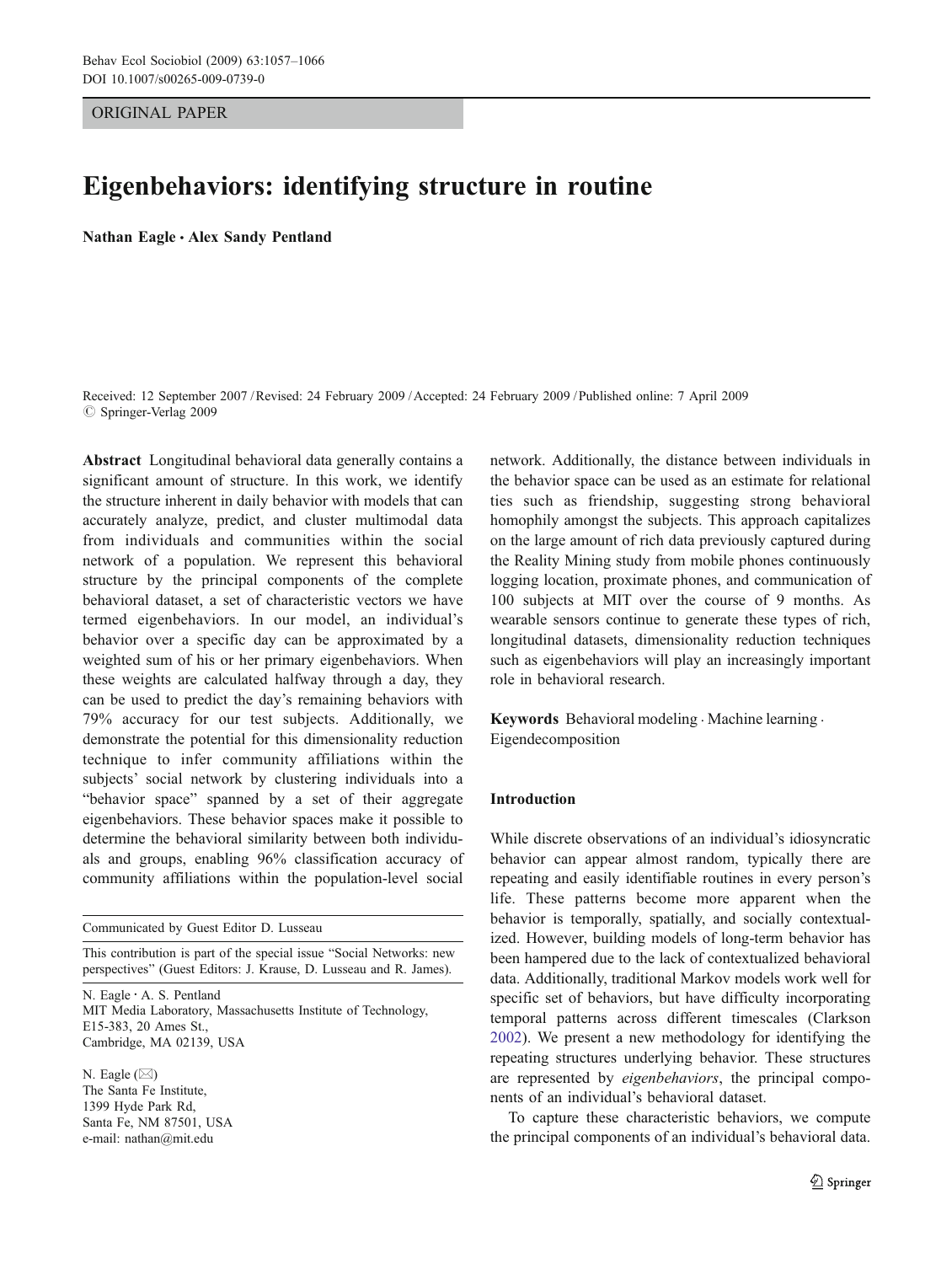ORIGINAL PAPER

# Eigenbehaviors: identifying structure in routine

**Nathan Eagle · Alex Sandy Pentland**

Received: 12 September 2007 / Revised: 24 February 2009 / Accepted: 24 February 2009 / Published online: 7 April 2009
© Springer-Verlag 2009

**Abstract** Longitudinal behavioral data generally contains a significant amount of structure. In this work, we identify the structure inherent in daily behavior with models that can accurately analyze, predict, and cluster multimodal data from individuals and communities within the social network of a population. We represent this behavioral structure by the principal components of the complete behavioral dataset, a set of characteristic vectors we have termed eigenbehaviors. In our model, an individual's behavior over a specific day can be approximated by a weighted sum of his or her primary eigenbehaviors. When these weights are calculated halfway through a day, they can be used to predict the day's remaining behaviors with 79% accuracy for our test subjects. Additionally, we demonstrate the potential for this dimensionality reduction technique to infer community affiliations within the subjects' social network by clustering individuals into a "behavior space" spanned by a set of their aggregate eigenbehaviors. These behavior spaces make it possible to determine the behavioral similarity between both individuals and groups, enabling 96% classification accuracy of community affiliations within the population-level social network. Additionally, the distance between individuals in the behavior space can be used as an estimate for relational ties such as friendship, suggesting strong behavioral homophily amongst the subjects. This approach capitalizes on the large amount of rich data previously captured during the Reality Mining study from mobile phones continuously logging location, proximate phones, and communication of 100 subjects at MIT over the course of 9 months. As wearable sensors continue to generate these types of rich, longitudinal datasets, dimensionality reduction techniques such as eigenbehaviors will play an increasingly important role in behavioral research.

**Keywords** Behavioral modeling · Machine learning · Eigendecomposition

Communicated by Guest Editor D. Lusseau

This contribution is part of the special issue "Social Networks: new perspectives" (Guest Editors: J. Krause, D. Lusseau and R. James).

N. Eagle · A. S. Pentland
MIT Media Laboratory, Massachusetts Institute of Technology,
E15-383, 20 Ames St.,
Cambridge, MA 02139, USA

N. Eagle (✉)
The Santa Fe Institute,
1399 Hyde Park Rd,
Santa Fe, NM 87501, USA
e-mail: nathan@mit.edu

## Introduction

While discrete observations of an individual's idiosyncratic behavior can appear almost random, typically there are repeating and easily identifiable routines in every person's life. These patterns become more apparent when the behavior is temporally, spatially, and socially contextualized. However, building models of long-term behavior has been hampered due to the lack of contextualized behavioral data. Additionally, traditional Markov models work well for specific set of behaviors, but have difficulty incorporating temporal patterns across different timescales (Clarkson 2002). We present a new methodology for identifying the repeating structures underlying behavior. These structures are represented by *eigenbehaviors*, the principal components of an individual's behavioral dataset.

To capture these characteristic behaviors, we compute the principal components of an individual's behavioral data.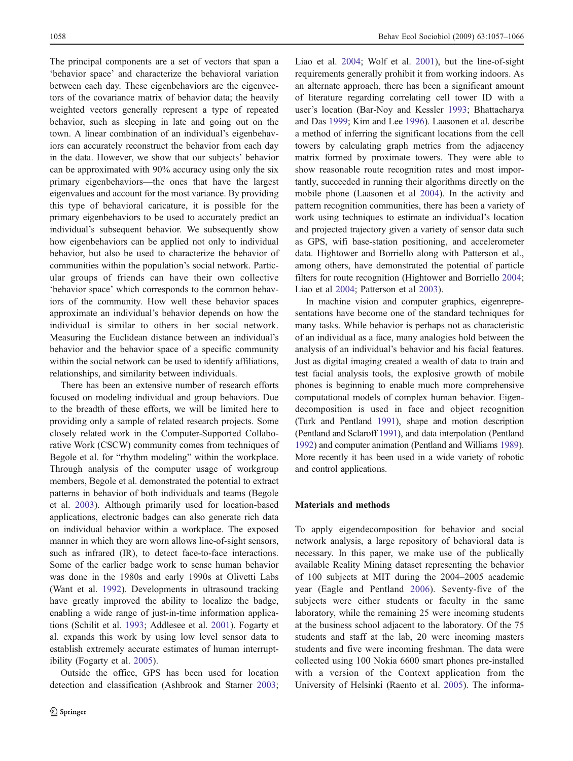The principal components are a set of vectors that span a 'behavior space' and characterize the behavioral variation between each day. These eigenbehaviors are the eigenvectors of the covariance matrix of behavior data; the heavily weighted vectors generally represent a type of repeated behavior, such as sleeping in late and going out on the town. A linear combination of an individual's eigenbehaviors can accurately reconstruct the behavior from each day in the data. However, we show that our subjects' behavior can be approximated with 90% accuracy using only the six primary eigenbehaviors—the ones that have the largest eigenvalues and account for the most variance. By providing this type of behavioral caricature, it is possible for the primary eigenbehaviors to be used to accurately predict an individual's subsequent behavior. We subsequently show how eigenbehaviors can be applied not only to individual behavior, but also be used to characterize the behavior of communities within the population's social network. Particular groups of friends can have their own collective 'behavior space' which corresponds to the common behaviors of the community. How well these behavior spaces approximate an individual's behavior depends on how the individual is similar to others in her social network. Measuring the Euclidean distance between an individual's behavior and the behavior space of a specific community within the social network can be used to identify affiliations, relationships, and similarity between individuals.

There has been an extensive number of research efforts focused on modeling individual and group behaviors. Due to the breadth of these efforts, we will be limited here to providing only a sample of related research projects. Some closely related work in the Computer-Supported Collaborative Work (CSCW) community comes from techniques of Begole et al. for "rhythm modeling" within the workplace. Through analysis of the computer usage of workgroup members, Begole et al. demonstrated the potential to extract patterns in behavior of both individuals and teams (Begole et al. 2003). Although primarily used for location-based applications, electronic badges can also generate rich data on individual behavior within a workplace. The exposed manner in which they are worn allows line-of-sight sensors, such as infrared (IR), to detect face-to-face interactions. Some of the earlier badge work to sense human behavior was done in the 1980s and early 1990s at Olivetti Labs (Want et al. 1992). Developments in ultrasound tracking have greatly improved the ability to localize the badge, enabling a wide range of just-in-time information applications (Schilit et al. 1993; Addlesee et al. 2001). Fogarty et al. expands this work by using low level sensor data to establish extremely accurate estimates of human interruptibility (Fogarty et al. 2005).

Outside the office, GPS has been used for location detection and classification (Ashbrook and Starner 2003; Liao et al. 2004; Wolf et al. 2001), but the line-of-sight requirements generally prohibit it from working indoors. As an alternate approach, there has been a significant amount of literature regarding correlating cell tower ID with a user's location (Bar-Noy and Kessler 1993; Bhattacharya and Das 1999; Kim and Lee 1996). Laasonen et al. describe a method of inferring the significant locations from the cell towers by calculating graph metrics from the adjacency matrix formed by proximate towers. They were able to show reasonable route recognition rates and most importantly, succeeded in running their algorithms directly on the mobile phone (Laasonen et al 2004). In the activity and pattern recognition communities, there has been a variety of work using techniques to estimate an individual's location and projected trajectory given a variety of sensor data such as GPS, wifi base-station positioning, and accelerometer data. Hightower and Borriello along with Patterson et al., among others, have demonstrated the potential of particle filters for route recognition (Hightower and Borriello 2004; Liao et al 2004; Patterson et al 2003).

In machine vision and computer graphics, eigenrepresentations have become one of the standard techniques for many tasks. While behavior is perhaps not as characteristic of an individual as a face, many analogies hold between the analysis of an individual's behavior and his facial features. Just as digital imaging created a wealth of data to train and test facial analysis tools, the explosive growth of mobile phones is beginning to enable much more comprehensive computational models of complex human behavior. Eigendecomposition is used in face and object recognition (Turk and Pentland 1991), shape and motion description (Pentland and Sclaroff 1991), and data interpolation (Pentland 1992) and computer animation (Pentland and Williams 1989). More recently it has been used in a wide variety of robotic and control applications.

## Materials and methods

To apply eigendecomposition for behavior and social network analysis, a large repository of behavioral data is necessary. In this paper, we make use of the publically available Reality Mining dataset representing the behavior of 100 subjects at MIT during the 2004–2005 academic year (Eagle and Pentland 2006). Seventy-five of the subjects were either students or faculty in the same laboratory, while the remaining 25 were incoming students at the business school adjacent to the laboratory. Of the 75 students and staff at the lab, 20 were incoming masters students and five were incoming freshman. The data were collected using 100 Nokia 6600 smart phones pre-installed with a version of the Context application from the University of Helsinki (Raento et al. 2005). The informa-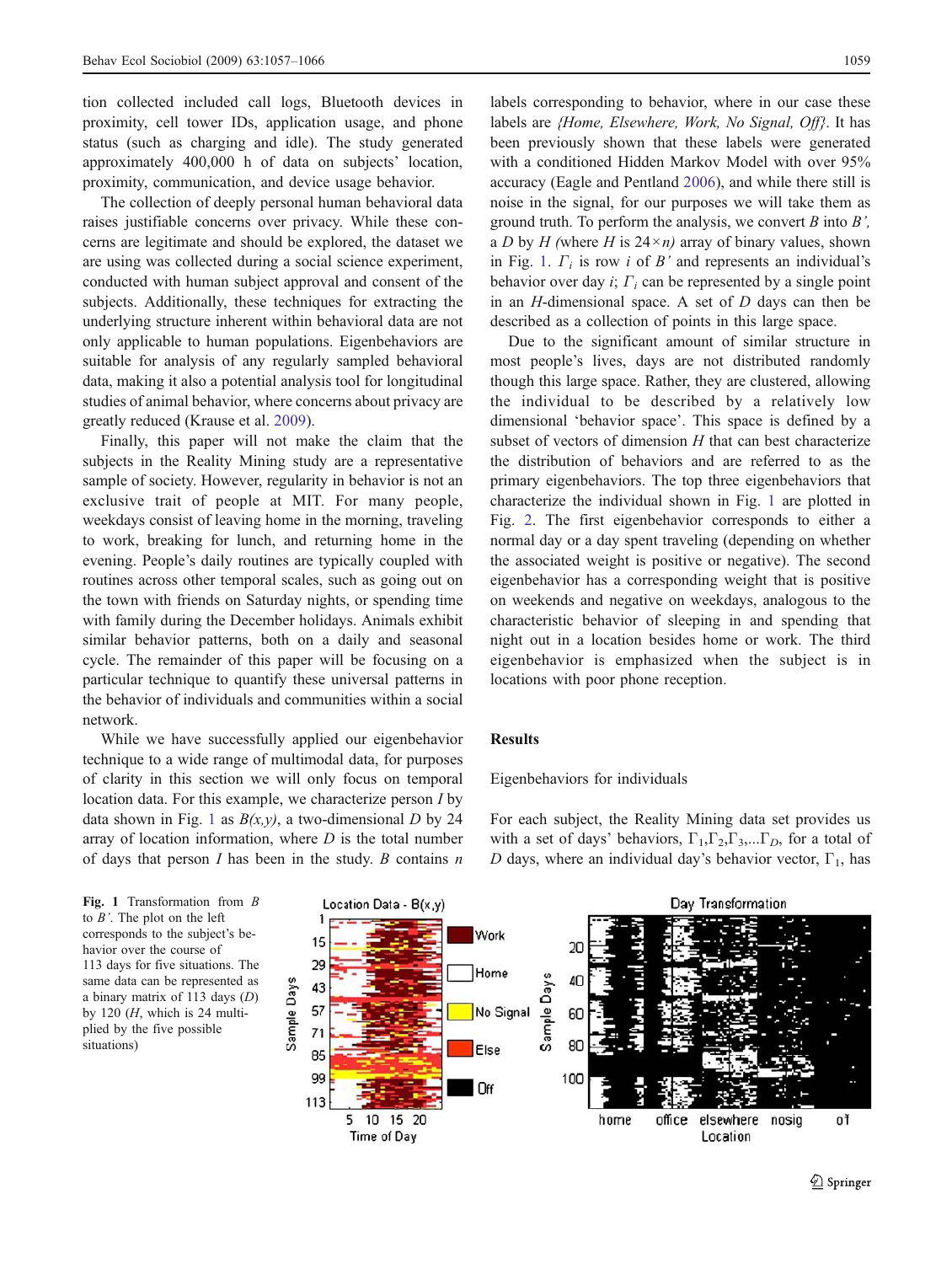tion collected included call logs, Bluetooth devices in proximity, cell tower IDs, application usage, and phone status (such as charging and idle). The study generated approximately 400,000 h of data on subjects' location, proximity, communication, and device usage behavior.

The collection of deeply personal human behavioral data raises justifiable concerns over privacy. While these concerns are legitimate and should be explored, the dataset we are using was collected during a social science experiment, conducted with human subject approval and consent of the subjects. Additionally, these techniques for extracting the underlying structure inherent within behavioral data are not only applicable to human populations. Eigenbehaviors are suitable for analysis of any regularly sampled behavioral data, making it also a potential analysis tool for longitudinal studies of animal behavior, where concerns about privacy are greatly reduced (Krause et al. 2009).

Finally, this paper will not make the claim that the subjects in the Reality Mining study are a representative sample of society. However, regularity in behavior is not an exclusive trait of people at MIT. For many people, weekdays consist of leaving home in the morning, traveling to work, breaking for lunch, and returning home in the evening. People's daily routines are typically coupled with routines across other temporal scales, such as going out on the town with friends on Saturday nights, or spending time with family during the December holidays. Animals exhibit similar behavior patterns, both on a daily and seasonal cycle. The remainder of this paper will be focusing on a particular technique to quantify these universal patterns in the behavior of individuals and communities within a social network.

While we have successfully applied our eigenbehavior technique to a wide range of multimodal data, for purposes of clarity in this section we will only focus on temporal location data. For this example, we characterize person $I$ by data shown in Fig. 1 as $B(x,y)$, a two-dimensional $D$ by 24 array of location information, where $D$ is the total number of days that person $I$ has been in the study. $B$ contains $n$ labels corresponding to behavior, where in our case these labels are *{Home, Elsewhere, Work, No Signal, Off}*. It has been previously shown that these labels were generated with a conditioned Hidden Markov Model with over 95% accuracy (Eagle and Pentland 2006), and while there still is noise in the signal, for our purposes we will take them as ground truth. To perform the analysis, we convert $B$ into $B'$, a $D$ by $H$ (where $H$ is $24 \times n$) array of binary values, shown in Fig. 1. $\Gamma_i$ is row $i$ of $B'$ and represents an individual's behavior over day $i$; $\Gamma_i$ can be represented by a single point in an $H$-dimensional space. A set of $D$ days can then be described as a collection of points in this large space.

Due to the significant amount of similar structure in most people's lives, days are not distributed randomly though this large space. Rather, they are clustered, allowing the individual to be described by a relatively low dimensional 'behavior space'. This space is defined by a subset of vectors of dimension $H$ that can best characterize the distribution of behaviors and are referred to as the primary eigenbehaviors. The top three eigenbehaviors that characterize the individual shown in Fig. 1 are plotted in Fig. 2. The first eigenbehavior corresponds to either a normal day or a day spent traveling (depending on whether the associated weight is positive or negative). The second eigenbehavior has a corresponding weight that is positive on weekends and negative on weekdays, analogous to the characteristic behavior of sleeping in and spending that night out in a location besides home or work. The third eigenbehavior is emphasized when the subject is in locations with poor phone reception.

## Results

### Eigenbehaviors for individuals

For each subject, the Reality Mining data set provides us with a set of days' behaviors, $\Gamma_1, \Gamma_2, \Gamma_3, \ldots \Gamma_D$, for a total of $D$ days, where an individual day's behavior vector, $\Gamma_1$, has

**Fig. 1** Transformation from $B$ to $B'$. The plot on the left corresponds to the subject's behavior over the course of 113 days for five situations. The same data can be represented as a binary matrix of 113 days ($D$) by 120 ($H$, which is 24 multiplied by the five possible situations)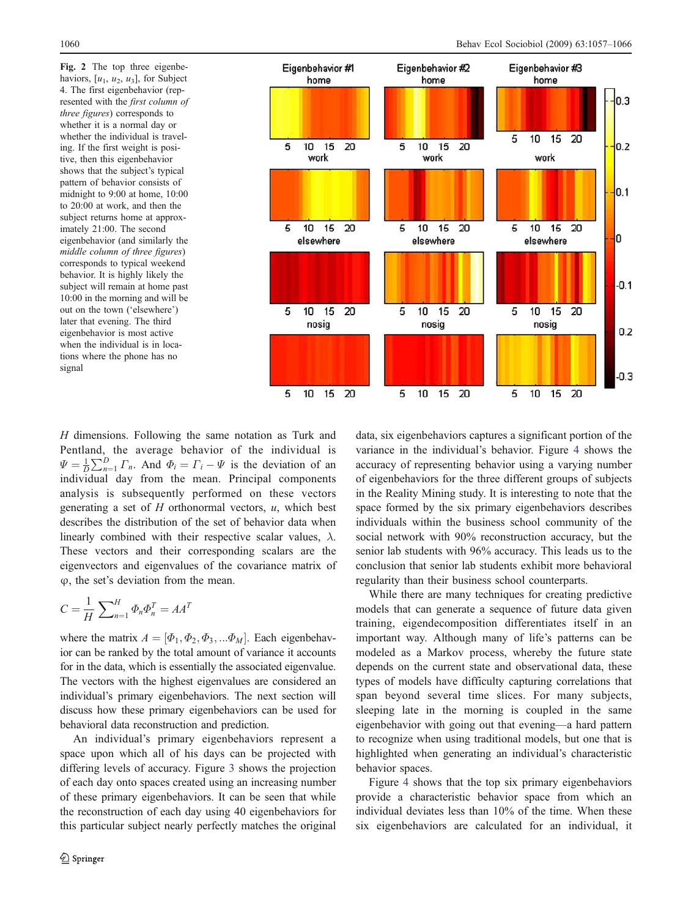**Fig. 2** The top three eigenbehaviors, $[u_1, u_2, u_3]$, for Subject 4. The first eigenbehavior (represented with the *first column of three figures*) corresponds to whether it is a normal day or whether the individual is traveling. If the first weight is positive, then this eigenbehavior shows that the subject's typical pattern of behavior consists of midnight to 9:00 at home, 10:00 to 20:00 at work, and then the subject returns home at approximately 21:00. The second eigenbehavior (and similarly the *middle column of three figures*) corresponds to typical weekend behavior. It is highly likely the subject will remain at home past 10:00 in the morning and will be out on the town ('elsewhere') later that evening. The third eigenbehavior is most active when the individual is in locations where the phone has no signal

$H$ dimensions. Following the same notation as Turk and Pentland, the average behavior of the individual is $\Psi = \frac{1}{D}\sum_{n=1}^{D} \Gamma_n$. And $\Phi_i = \Gamma_i - \Psi$ is the deviation of an individual day from the mean. Principal components analysis is subsequently performed on these vectors generating a set of $H$ orthonormal vectors, $u$, which best describes the distribution of the set of behavior data when linearly combined with their respective scalar values, $\lambda$. These vectors and their corresponding scalars are the eigenvectors and eigenvalues of the covariance matrix of $\varphi$, the set's deviation from the mean.

$$C = \frac{1}{H}\sum_{n=1}^{H} \Phi_n \Phi_n^T = AA^T$$

where the matrix $A = [\Phi_1, \Phi_2, \Phi_3, \ldots \Phi_M]$. Each eigenbehavior can be ranked by the total amount of variance it accounts for in the data, which is essentially the associated eigenvalue. The vectors with the highest eigenvalues are considered an individual's primary eigenbehaviors. The next section will discuss how these primary eigenbehaviors can be used for behavioral data reconstruction and prediction.

An individual's primary eigenbehaviors represent a space upon which all of his days can be projected with differing levels of accuracy. Figure 3 shows the projection of each day onto spaces created using an increasing number of these primary eigenbehaviors. It can be seen that while the reconstruction of each day using 40 eigenbehaviors for this particular subject nearly perfectly matches the original data, six eigenbehaviors captures a significant portion of the variance in the individual's behavior. Figure 4 shows the accuracy of representing behavior using a varying number of eigenbehaviors for the three different groups of subjects in the Reality Mining study. It is interesting to note that the space formed by the six primary eigenbehaviors describes individuals within the business school community of the social network with 90% reconstruction accuracy, but the senior lab students with 96% accuracy. This leads us to the conclusion that senior lab students exhibit more behavioral regularity than their business school counterparts.

While there are many techniques for creating predictive models that can generate a sequence of future data given training, eigendecomposition differentiates itself in an important way. Although many of life's patterns can be modeled as a Markov process, whereby the future state depends on the current state and observational data, these types of models have difficulty capturing correlations that span beyond several time slices. For many subjects, sleeping late in the morning is coupled in the same eigenbehavior with going out that evening—a hard pattern to recognize when using traditional models, but one that is highlighted when generating an individual's characteristic behavior spaces.

Figure 4 shows that the top six primary eigenbehaviors provide a characteristic behavior space from which an individual deviates less than 10% of the time. When these six eigenbehaviors are calculated for an individual, it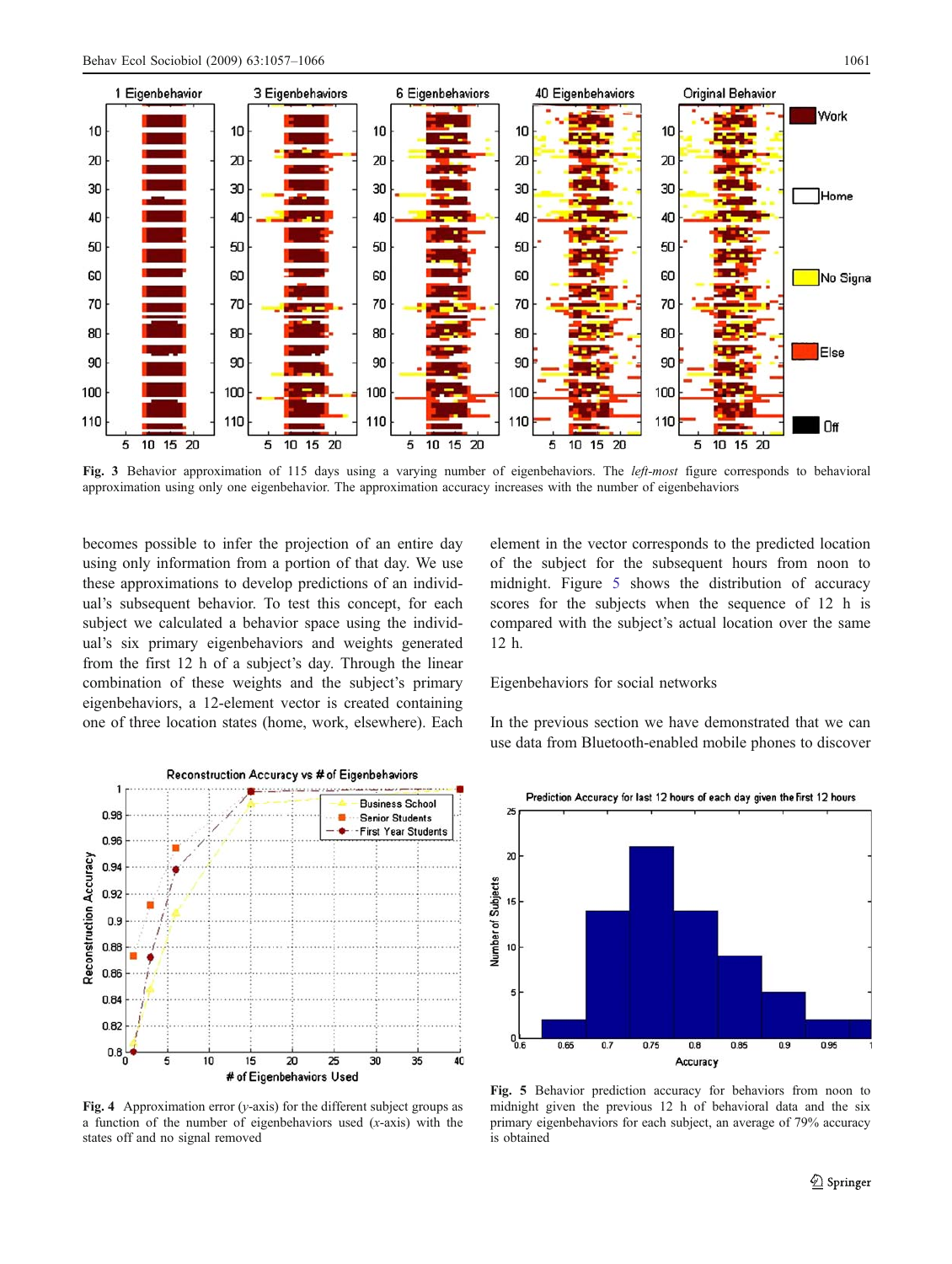Fig. 3 Behavior approximation of 115 days using a varying number of eigenbehaviors. The *left-most* figure corresponds to behavioral approximation using only one eigenbehavior. The approximation accuracy increases with the number of eigenbehaviors

becomes possible to infer the projection of an entire day using only information from a portion of that day. We use these approximations to develop predictions of an individual's subsequent behavior. To test this concept, for each subject we calculated a behavior space using the individual's six primary eigenbehaviors and weights generated from the first 12 h of a subject's day. Through the linear combination of these weights and the subject's primary eigenbehaviors, a 12-element vector is created containing one of three location states (home, work, elsewhere). Each element in the vector corresponds to the predicted location of the subject for the subsequent hours from noon to midnight. Figure 5 shows the distribution of accuracy scores for the subjects when the sequence of 12 h is compared with the subject's actual location over the same 12 h.

Fig. 4 Approximation error ($y$-axis) for the different subject groups as a function of the number of eigenbehaviors used ($x$-axis) with the states off and no signal removed

## Eigenbehaviors for social networks

In the previous section we have demonstrated that we can use data from Bluetooth-enabled mobile phones to discover

Fig. 5 Behavior prediction accuracy for behaviors from noon to midnight given the previous 12 h of behavioral data and the six primary eigenbehaviors for each subject, an average of 79% accuracy is obtained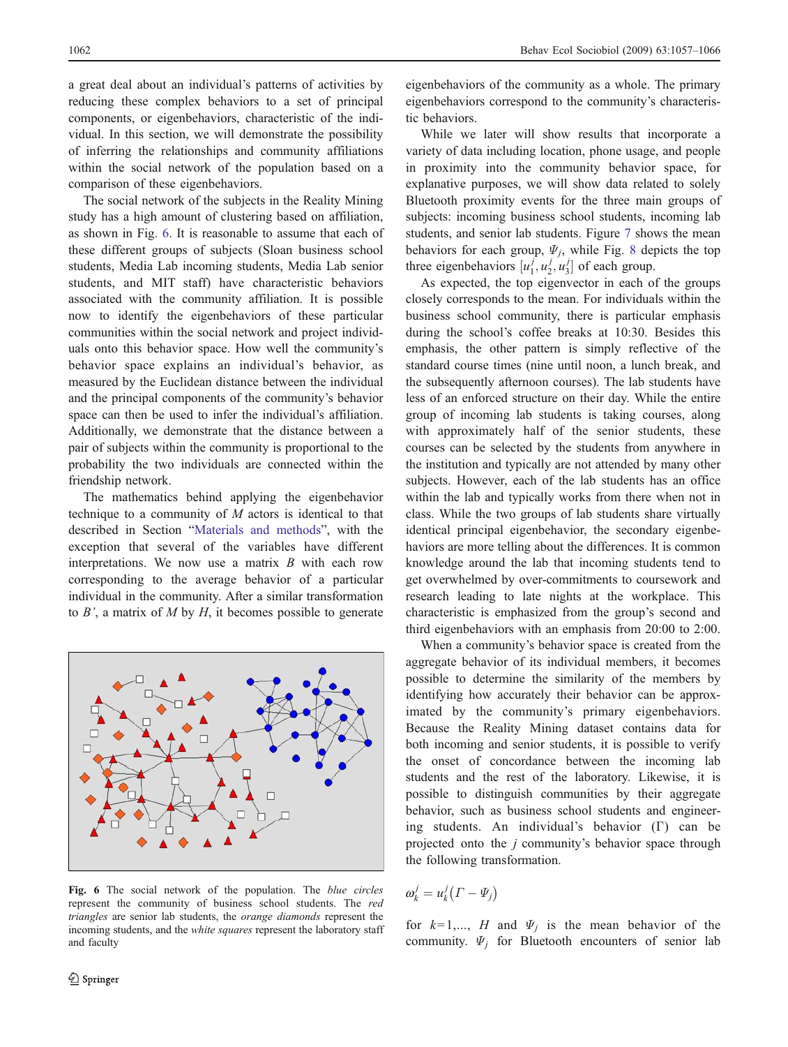a great deal about an individual's patterns of activities by reducing these complex behaviors to a set of principal components, or eigenbehaviors, characteristic of the individual. In this section, we will demonstrate the possibility of inferring the relationships and community affiliations within the social network of the population based on a comparison of these eigenbehaviors.

The social network of the subjects in the Reality Mining study has a high amount of clustering based on affiliation, as shown in Fig. 6. It is reasonable to assume that each of these different groups of subjects (Sloan business school students, Media Lab incoming students, Media Lab senior students, and MIT staff) have characteristic behaviors associated with the community affiliation. It is possible now to identify the eigenbehaviors of these particular communities within the social network and project individuals onto this behavior space. How well the community's behavior space explains an individual's behavior, as measured by the Euclidean distance between the individual and the principal components of the community's behavior space can then be used to infer the individual's affiliation. Additionally, we demonstrate that the distance between a pair of subjects within the community is proportional to the probability the two individuals are connected within the friendship network.

The mathematics behind applying the eigenbehavior technique to a community of $M$ actors is identical to that described in Section "Materials and methods", with the exception that several of the variables have different interpretations. We now use a matrix $B$ with each row corresponding to the average behavior of a particular individual in the community. After a similar transformation to $B'$, a matrix of $M$ by $H$, it becomes possible to generate

**Fig. 6** The social network of the population. The *blue circles* represent the community of business school students. The *red triangles* are senior lab students, the *orange diamonds* represent the incoming students, and the *white squares* represent the laboratory staff and faculty

eigenbehaviors of the community as a whole. The primary eigenbehaviors correspond to the community's characteristic behaviors.

While we later will show results that incorporate a variety of data including location, phone usage, and people in proximity into the community behavior space, for explanative purposes, we will show data related to solely Bluetooth proximity events for the three main groups of subjects: incoming business school students, incoming lab students, and senior lab students. Figure 7 shows the mean behaviors for each group, $\Psi_j$, while Fig. 8 depicts the top three eigenbehaviors $[u_1^j, u_2^j, u_3^j]$ of each group.

As expected, the top eigenvector in each of the groups closely corresponds to the mean. For individuals within the business school community, there is particular emphasis during the school's coffee breaks at 10:30. Besides this emphasis, the other pattern is simply reflective of the standard course times (nine until noon, a lunch break, and the subsequently afternoon courses). The lab students have less of an enforced structure on their day. While the entire group of incoming lab students is taking courses, along with approximately half of the senior students, these courses can be selected by the students from anywhere in the institution and typically are not attended by many other subjects. However, each of the lab students has an office within the lab and typically works from there when not in class. While the two groups of lab students share virtually identical principal eigenbehavior, the secondary eigenbehaviors are more telling about the differences. It is common knowledge around the lab that incoming students tend to get overwhelmed by over-commitments to coursework and research leading to late nights at the workplace. This characteristic is emphasized from the group's second and third eigenbehaviors with an emphasis from 20:00 to 2:00.

When a community's behavior space is created from the aggregate behavior of its individual members, it becomes possible to determine the similarity of the members by identifying how accurately their behavior can be approximated by the community's primary eigenbehaviors. Because the Reality Mining dataset contains data for both incoming and senior students, it is possible to verify the onset of concordance between the incoming lab students and the rest of the laboratory. Likewise, it is possible to distinguish communities by their aggregate behavior, such as business school students and engineering students. An individual's behavior ($\Gamma$) can be projected onto the $j$ community's behavior space through the following transformation.

$$\omega_k^j = u_k^j(\Gamma - \Psi_j)$$

for $k$=1,..., $H$ and $\Psi_j$ is the mean behavior of the community. $\Psi_j$ for Bluetooth encounters of senior lab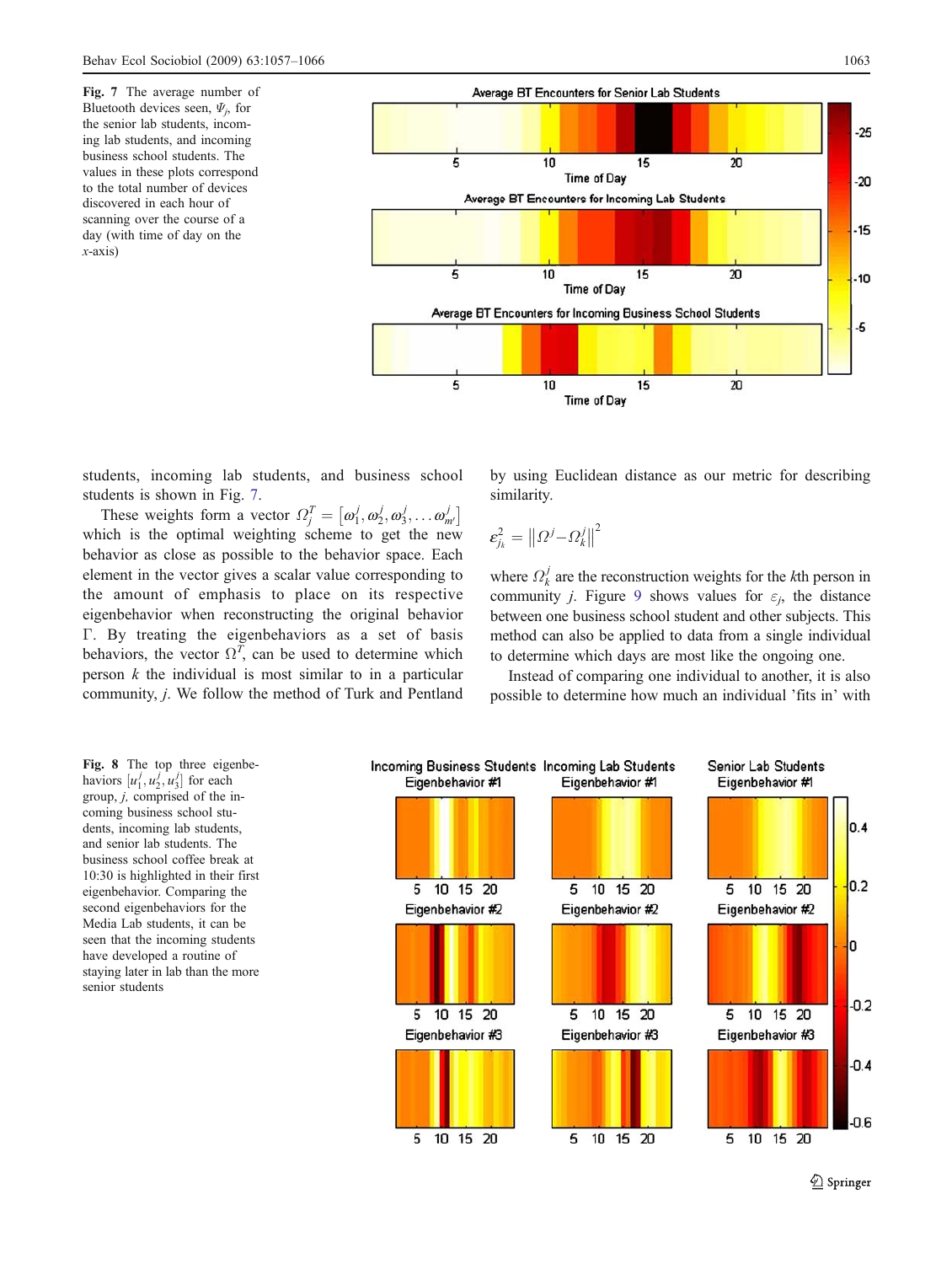Fig. 7 The average number of Bluetooth devices seen, $\Psi_j$, for the senior lab students, incoming lab students, and incoming business school students. The values in these plots correspond to the total number of devices discovered in each hour of scanning over the course of a day (with time of day on the $x$-axis)

students, incoming lab students, and business school students is shown in Fig. 7.

These weights form a vector $\Omega_j^T = [\omega_1^j, \omega_2^j, \omega_3^j, \ldots \omega_{m'}^j]$ which is the optimal weighting scheme to get the new behavior as close as possible to the behavior space. Each element in the vector gives a scalar value corresponding to the amount of emphasis to place on its respective eigenbehavior when reconstructing the original behavior $\Gamma$. By treating the eigenbehaviors as a set of basis behaviors, the vector $\Omega^T$, can be used to determine which person $k$ the individual is most similar to in a particular community, $j$. We follow the method of Turk and Pentland by using Euclidean distance as our metric for describing similarity.

$$\varepsilon_{j_k}^2 = \left\| \Omega^j - \Omega_k^j \right\|^2$$

where $\Omega_k^j$ are the reconstruction weights for the $k$th person in community $j$. Figure 9 shows values for $\varepsilon_j$, the distance between one business school student and other subjects. This method can also be applied to data from a single individual to determine which days are most like the ongoing one.

Instead of comparing one individual to another, it is also possible to determine how much an individual 'fits in' with

Fig. 8 The top three eigenbehaviors $[u_1^j, u_2^j, u_3^j]$ for each group, $j$, comprised of the incoming business school students, incoming lab students, and senior lab students. The business school coffee break at 10:30 is highlighted in their first eigenbehavior. Comparing the second eigenbehaviors for the Media Lab students, it can be seen that the incoming students have developed a routine of staying later in lab than the more senior students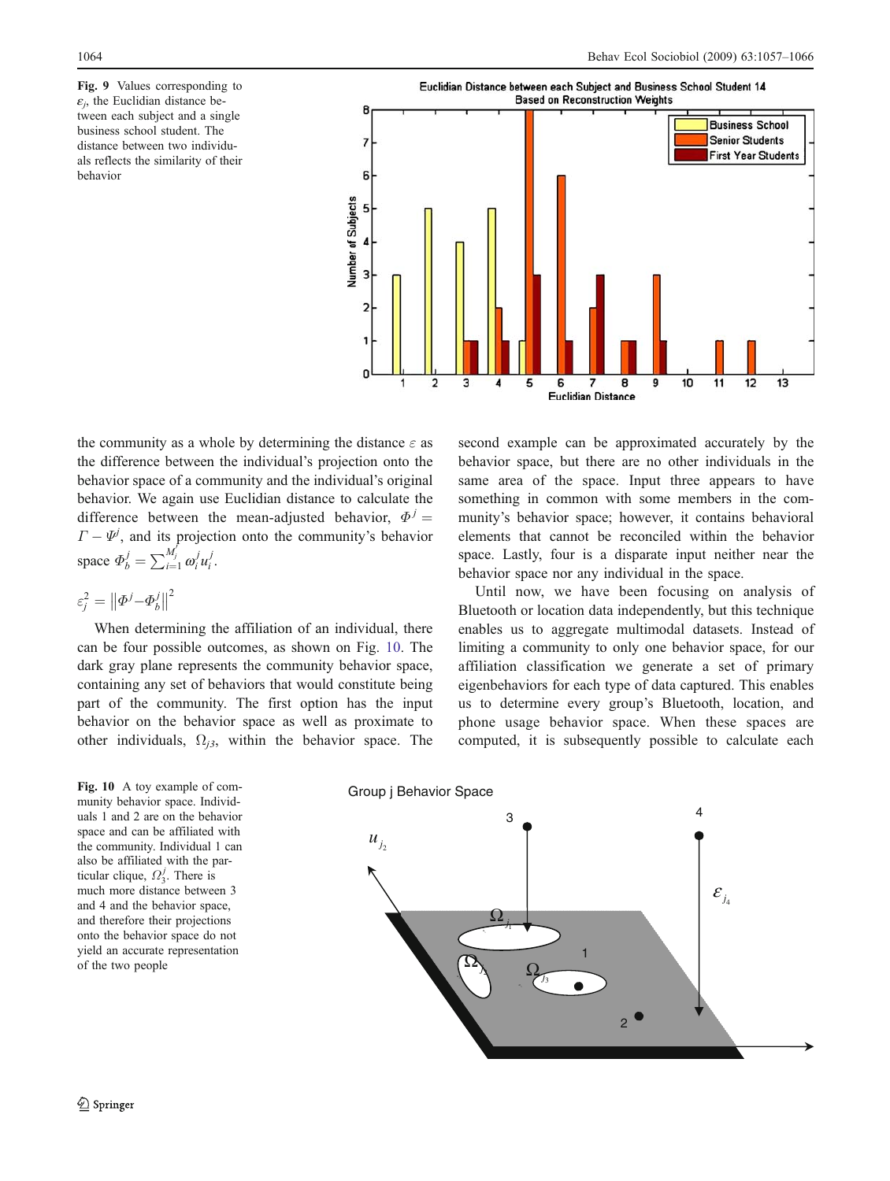Fig. 9 Values corresponding to $\varepsilon_j$, the Euclidian distance between each subject and a single business school student. The distance between two individuals reflects the similarity of their behavior

the community as a whole by determining the distance $\varepsilon$ as the difference between the individual's projection onto the behavior space of a community and the individual's original behavior. We again use Euclidian distance to calculate the difference between the mean-adjusted behavior, $\Phi^j = \Gamma - \Psi^j$, and its projection onto the community's behavior space $\Phi_b^j = \sum_{i=1}^{M_j^{\prime}} \omega_i^j u_i^j$.

$$\varepsilon_j^2 = \left\| \Phi^j - \Phi_b^j \right\|^2$$

When determining the affiliation of an individual, there can be four possible outcomes, as shown on Fig. 10. The dark gray plane represents the community behavior space, containing any set of behaviors that would constitute being part of the community. The first option has the input behavior on the behavior space as well as proximate to other individuals, $\Omega_{j3}$, within the behavior space. The second example can be approximated accurately by the behavior space, but there are no other individuals in the same area of the space. Input three appears to have something in common with some members in the community's behavior space; however, it contains behavioral elements that cannot be reconciled within the behavior space. Lastly, four is a disparate input neither near the behavior space nor any individual in the space.

Until now, we have been focusing on analysis of Bluetooth or location data independently, but this technique enables us to aggregate multimodal datasets. Instead of limiting a community to only one behavior space, for our affiliation classification we generate a set of primary eigenbehaviors for each type of data captured. This enables us to determine every group's Bluetooth, location, and phone usage behavior space. When these spaces are computed, it is subsequently possible to calculate each

Fig. 10 A toy example of community behavior space. Individuals 1 and 2 are on the behavior space and can be affiliated with the community. Individual 1 can also be affiliated with the particular clique, $\Omega_3^j$. There is much more distance between 3 and 4 and the behavior space, and therefore their projections onto the behavior space do not yield an accurate representation of the two people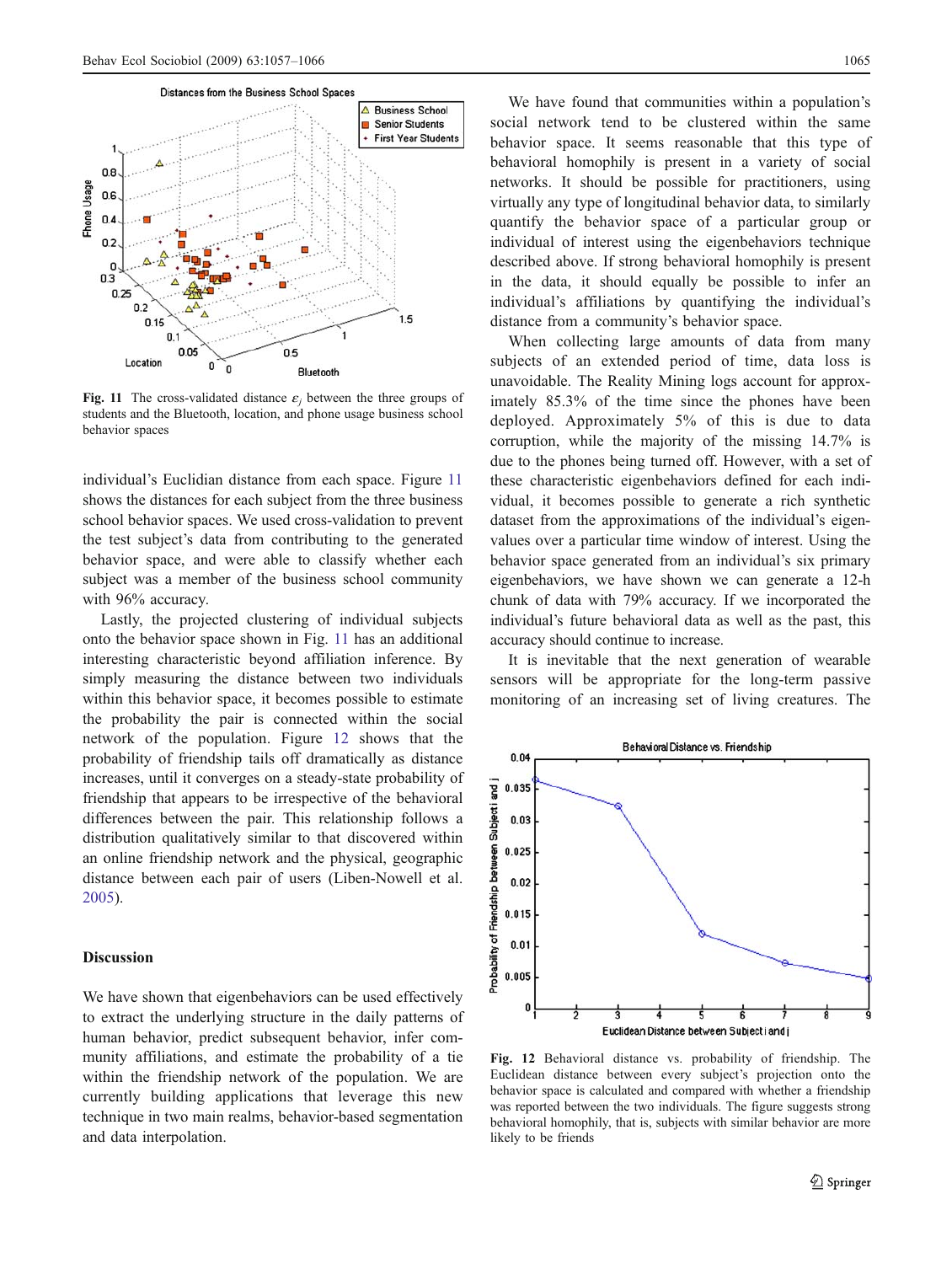Fig. 11 The cross-validated distance $\varepsilon_j$ between the three groups of students and the Bluetooth, location, and phone usage business school behavior spaces

individual's Euclidian distance from each space. Figure 11 shows the distances for each subject from the three business school behavior spaces. We used cross-validation to prevent the test subject's data from contributing to the generated behavior space, and were able to classify whether each subject was a member of the business school community with 96% accuracy.

Lastly, the projected clustering of individual subjects onto the behavior space shown in Fig. 11 has an additional interesting characteristic beyond affiliation inference. By simply measuring the distance between two individuals within this behavior space, it becomes possible to estimate the probability the pair is connected within the social network of the population. Figure 12 shows that the probability of friendship tails off dramatically as distance increases, until it converges on a steady-state probability of friendship that appears to be irrespective of the behavioral differences between the pair. This relationship follows a distribution qualitatively similar to that discovered within an online friendship network and the physical, geographic distance between each pair of users (Liben-Nowell et al. 2005).

## Discussion

We have shown that eigenbehaviors can be used effectively to extract the underlying structure in the daily patterns of human behavior, predict subsequent behavior, infer community affiliations, and estimate the probability of a tie within the friendship network of the population. We are currently building applications that leverage this new technique in two main realms, behavior-based segmentation and data interpolation.

We have found that communities within a population's social network tend to be clustered within the same behavior space. It seems reasonable that this type of behavioral homophily is present in a variety of social networks. It should be possible for practitioners, using virtually any type of longitudinal behavior data, to similarly quantify the behavior space of a particular group or individual of interest using the eigenbehaviors technique described above. If strong behavioral homophily is present in the data, it should equally be possible to infer an individual's affiliations by quantifying the individual's distance from a community's behavior space.

When collecting large amounts of data from many subjects of an extended period of time, data loss is unavoidable. The Reality Mining logs account for approximately 85.3% of the time since the phones have been deployed. Approximately 5% of this is due to data corruption, while the majority of the missing 14.7% is due to the phones being turned off. However, with a set of these characteristic eigenbehaviors defined for each individual, it becomes possible to generate a rich synthetic dataset from the approximations of the individual's eigenvalues over a particular time window of interest. Using the behavior space generated from an individual's six primary eigenbehaviors, we have shown we can generate a 12-h chunk of data with 79% accuracy. If we incorporated the individual's future behavioral data as well as the past, this accuracy should continue to increase.

It is inevitable that the next generation of wearable sensors will be appropriate for the long-term passive monitoring of an increasing set of living creatures. The

Fig. 12 Behavioral distance vs. probability of friendship. The Euclidean distance between every subject's projection onto the behavior space is calculated and compared with whether a friendship was reported between the two individuals. The figure suggests strong behavioral homophily, that is, subjects with similar behavior are more likely to be friends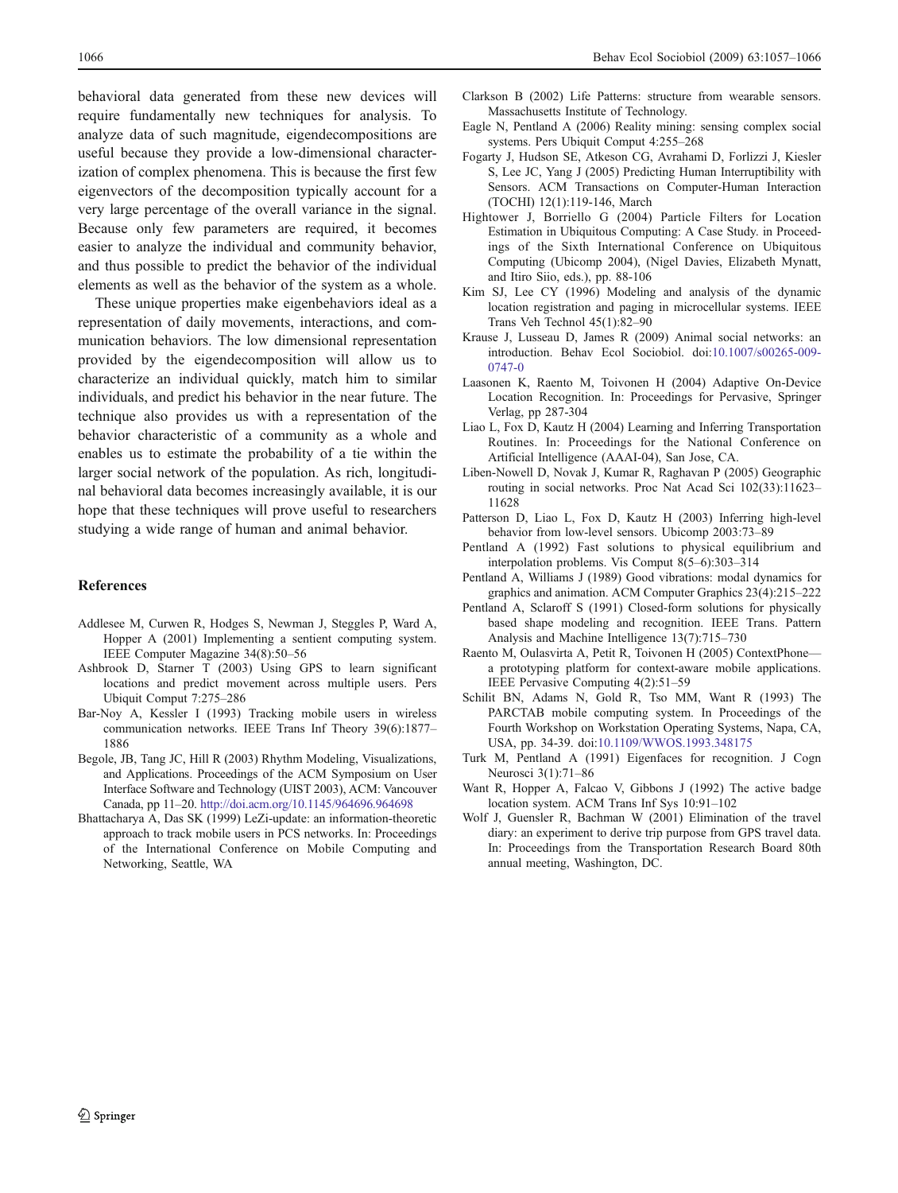behavioral data generated from these new devices will require fundamentally new techniques for analysis. To analyze data of such magnitude, eigendecompositions are useful because they provide a low-dimensional characterization of complex phenomena. This is because the first few eigenvectors of the decomposition typically account for a very large percentage of the overall variance in the signal. Because only few parameters are required, it becomes easier to analyze the individual and community behavior, and thus possible to predict the behavior of the individual elements as well as the behavior of the system as a whole.

These unique properties make eigenbehaviors ideal as a representation of daily movements, interactions, and communication behaviors. The low dimensional representation provided by the eigendecomposition will allow us to characterize an individual quickly, match him to similar individuals, and predict his behavior in the near future. The technique also provides us with a representation of the behavior characteristic of a community as a whole and enables us to estimate the probability of a tie within the larger social network of the population. As rich, longitudinal behavioral data becomes increasingly available, it is our hope that these techniques will prove useful to researchers studying a wide range of human and animal behavior.

## References

Addlesee M, Curwen R, Hodges S, Newman J, Steggles P, Ward A, Hopper A (2001) Implementing a sentient computing system. IEEE Computer Magazine 34(8):50–56

Ashbrook D, Starner T (2003) Using GPS to learn significant locations and predict movement across multiple users. Pers Ubiquit Comput 7:275–286

Bar-Noy A, Kessler I (1993) Tracking mobile users in wireless communication networks. IEEE Trans Inf Theory 39(6):1877–1886

Begole, JB, Tang JC, Hill R (2003) Rhythm Modeling, Visualizations, and Applications. Proceedings of the ACM Symposium on User Interface Software and Technology (UIST 2003), ACM: Vancouver Canada, pp 11–20. http://doi.acm.org/10.1145/964696.964698

Bhattacharya A, Das SK (1999) LeZi-update: an information-theoretic approach to track mobile users in PCS networks. In: Proceedings of the International Conference on Mobile Computing and Networking, Seattle, WA

Clarkson B (2002) Life Patterns: structure from wearable sensors. Massachusetts Institute of Technology.

Eagle N, Pentland A (2006) Reality mining: sensing complex social systems. Pers Ubiquit Comput 4:255–268

Fogarty J, Hudson SE, Atkeson CG, Avrahami D, Forlizzi J, Kiesler S, Lee JC, Yang J (2005) Predicting Human Interruptibility with Sensors. ACM Transactions on Computer-Human Interaction (TOCHI) 12(1):119-146, March

Hightower J, Borriello G (2004) Particle Filters for Location Estimation in Ubiquitous Computing: A Case Study. in Proceedings of the Sixth International Conference on Ubiquitous Computing (Ubicomp 2004), (Nigel Davies, Elizabeth Mynatt, and Itiro Siio, eds.), pp. 88-106

Kim SJ, Lee CY (1996) Modeling and analysis of the dynamic location registration and paging in microcellular systems. IEEE Trans Veh Technol 45(1):82–90

Krause J, Lusseau D, James R (2009) Animal social networks: an introduction. Behav Ecol Sociobiol. doi:10.1007/s00265-009-0747-0

Laasonen K, Raento M, Toivonen H (2004) Adaptive On-Device Location Recognition. In: Proceedings for Pervasive, Springer Verlag, pp 287-304

Liao L, Fox D, Kautz H (2004) Learning and Inferring Transportation Routines. In: Proceedings for the National Conference on Artificial Intelligence (AAAI-04), San Jose, CA.

Liben-Nowell D, Novak J, Kumar R, Raghavan P (2005) Geographic routing in social networks. Proc Nat Acad Sci 102(33):11623–11628

Patterson D, Liao L, Fox D, Kautz H (2003) Inferring high-level behavior from low-level sensors. Ubicomp 2003:73–89

Pentland A (1992) Fast solutions to physical equilibrium and interpolation problems. Vis Comput 8(5–6):303–314

Pentland A, Williams J (1989) Good vibrations: modal dynamics for graphics and animation. ACM Computer Graphics 23(4):215–222

Pentland A, Sclaroff S (1991) Closed-form solutions for physically based shape modeling and recognition. IEEE Trans. Pattern Analysis and Machine Intelligence 13(7):715–730

Raento M, Oulasvirta A, Petit R, Toivonen H (2005) ContextPhone—a prototyping platform for context-aware mobile applications. IEEE Pervasive Computing 4(2):51–59

Schilit BN, Adams N, Gold R, Tso MM, Want R (1993) The PARCTAB mobile computing system. In Proceedings of the Fourth Workshop on Workstation Operating Systems, Napa, CA, USA, pp. 34-39. doi:10.1109/WWOS.1993.348175

Turk M, Pentland A (1991) Eigenfaces for recognition. J Cogn Neurosci 3(1):71–86

Want R, Hopper A, Falcao V, Gibbons J (1992) The active badge location system. ACM Trans Inf Sys 10:91–102

Wolf J, Guensler R, Bachman W (2001) Elimination of the travel diary: an experiment to derive trip purpose from GPS travel data. In: Proceedings from the Transportation Research Board 80th annual meeting, Washington, DC.